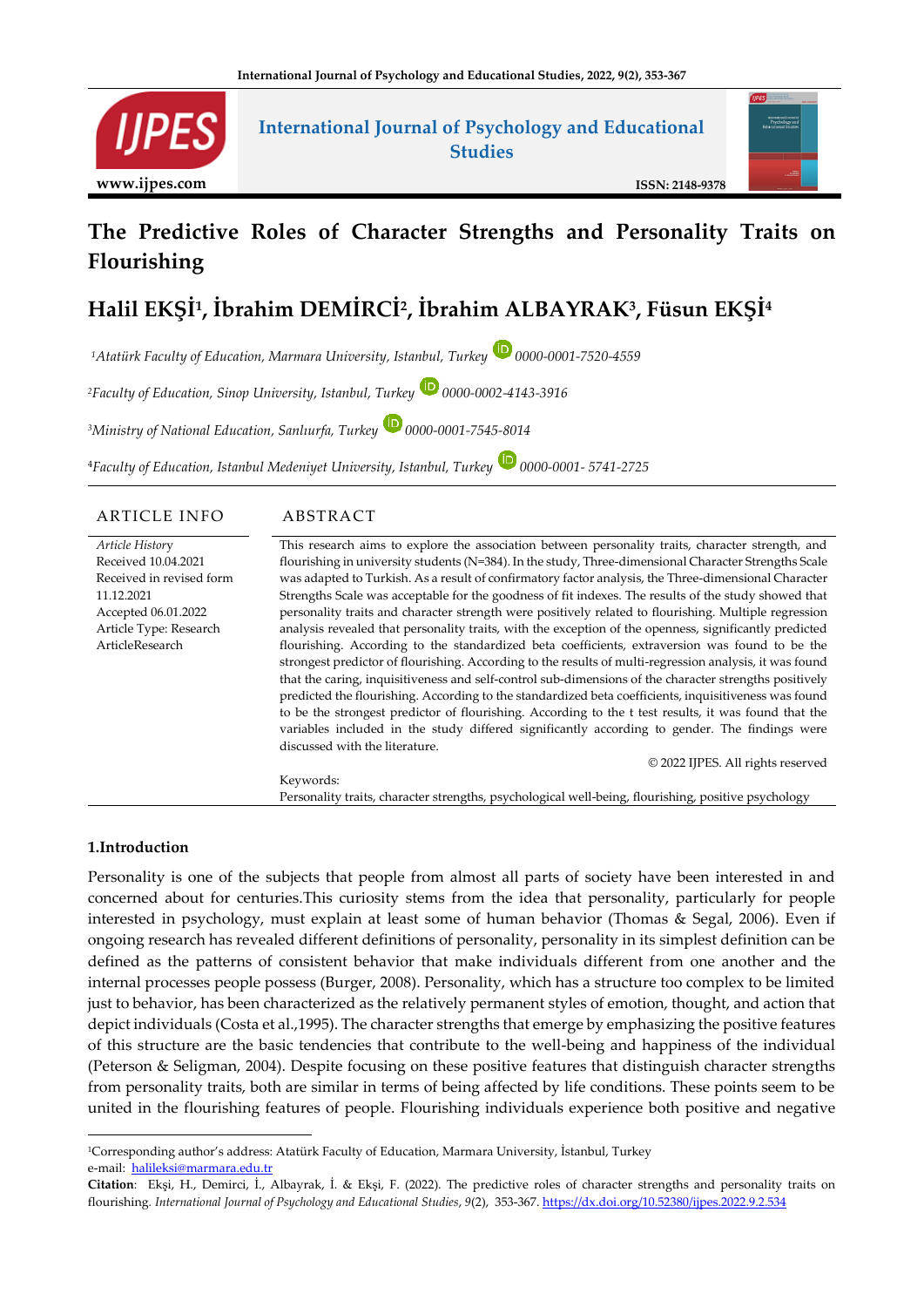# The Predictive Roles of Character Strengths and Personality Traits on Flourishing

## Halil EKŞİ[1], İbrahim DEMİRCİ[2], İbrahim ALBAYRAK[3], Füsun EKŞİ[4]

[1]*Atatürk Faculty of Education, Marmara University, Istanbul, Turkey* 0000-0001-7520-4559

[2]*Faculty of Education, Sinop University, Istanbul, Turkey* 0000-0002-4143-3916

[3]*Ministry of National Education, Sanlıurfa, Turkey* 0000-0001-7545-8014

[4]*Faculty of Education, Istanbul Medeniyet University, Istanbul, Turkey* 0000-0001- 5741-2725

### ARTICLE INFO

*Article History*
Received 10.04.2021
Received in revised form 11.12.2021
Accepted 06.01.2022
Article Type: Research ArticleResearch

### ABSTRACT

This research aims to explore the association between personality traits, character strength, and flourishing in university students (N=384). In the study, Three-dimensional Character Strengths Scale was adapted to Turkish. As a result of confirmatory factor analysis, the Three-dimensional Character Strengths Scale was acceptable for the goodness of fit indexes. The results of the study showed that personality traits and character strength were positively related to flourishing. Multiple regression analysis revealed that personality traits, with the exception of the openness, significantly predicted flourishing. According to the standardized beta coefficients, extraversion was found to be the strongest predictor of flourishing. According to the results of multi-regression analysis, it was found that the caring, inquisitiveness and self-control sub-dimensions of the character strengths positively predicted the flourishing. According to the standardized beta coefficients, inquisitiveness was found to be the strongest predictor of flourishing. According to the t test results, it was found that the variables included in the study differed significantly according to gender. The findings were discussed with the literature.

© 2022 IJPES. All rights reserved

Keywords:
Personality traits, character strengths, psychological well-being, flourishing, positive psychology

## 1.Introduction

Personality is one of the subjects that people from almost all parts of society have been interested in and concerned about for centuries.This curiosity stems from the idea that personality, particularly for people interested in psychology, must explain at least some of human behavior (Thomas & Segal, 2006). Even if ongoing research has revealed different definitions of personality, personality in its simplest definition can be defined as the patterns of consistent behavior that make individuals different from one another and the internal processes people possess (Burger, 2008). Personality, which has a structure too complex to be limited just to behavior, has been characterized as the relatively permanent styles of emotion, thought, and action that depict individuals (Costa et al.,1995). The character strengths that emerge by emphasizing the positive features of this structure are the basic tendencies that contribute to the well-being and happiness of the individual (Peterson & Seligman, 2004). Despite focusing on these positive features that distinguish character strengths from personality traits, both are similar in terms of being affected by life conditions. These points seem to be united in the flourishing features of people. Flourishing individuals experience both positive and negative

---

[1]Corresponding author's address: Atatürk Faculty of Education, Marmara University, İstanbul, Turkey
e-mail: halileksi@marmara.edu.tr

**Citation**: Ekşi, H., Demirci, İ., Albayrak, İ. & Ekşi, F. (2022). The predictive roles of character strengths and personality traits on flourishing. *International Journal of Psychology and Educational Studies*, *9*(2), 353-367. https://dx.doi.org/10.52380/ijpes.2022.9.2.534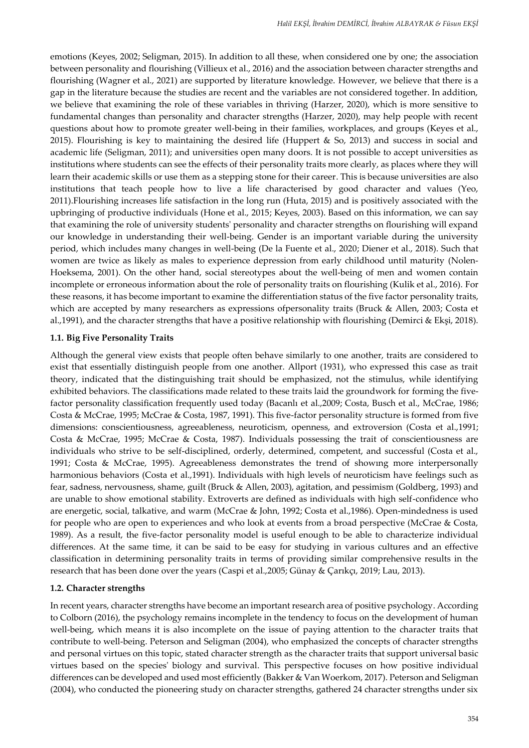emotions (Keyes, 2002; Seligman, 2015). In addition to all these, when considered one by one; the association between personality and flourishing (Villieux et al., 2016) and the association between character strengths and flourishing (Wagner et al., 2021) are supported by literature knowledge. However, we believe that there is a gap in the literature because the studies are recent and the variables are not considered together. In addition, we believe that examining the role of these variables in thriving (Harzer, 2020), which is more sensitive to fundamental changes than personality and character strengths (Harzer, 2020), may help people with recent questions about how to promote greater well-being in their families, workplaces, and groups (Keyes et al., 2015). Flourishing is key to maintaining the desired life (Huppert & So, 2013) and success in social and academic life (Seligman, 2011); and universities open many doors. It is not possible to accept universities as institutions where students can see the effects of their personality traits more clearly, as places where they will learn their academic skills or use them as a stepping stone for their career. This is because universities are also institutions that teach people how to live a life characterised by good character and values (Yeo, 2011).Flourishing increases life satisfaction in the long run (Huta, 2015) and is positively associated with the upbringing of productive individuals (Hone et al., 2015; Keyes, 2003). Based on this information, we can say that examining the role of university students' personality and character strengths on flourishing will expand our knowledge in understanding their well-being. Gender is an important variable during the university period, which includes many changes in well-being (De la Fuente et al., 2020; Diener et al., 2018). Such that women are twice as likely as males to experience depression from early childhood until maturity (Nolen-Hoeksema, 2001). On the other hand, social stereotypes about the well-being of men and women contain incomplete or erroneous information about the role of personality traits on flourishing (Kulik et al., 2016). For these reasons, it has become important to examine the differentiation status of the five factor personality traits, which are accepted by many researchers as expressions ofpersonality traits (Bruck & Allen, 2003; Costa et al.,1991), and the character strengths that have a positive relationship with flourishing (Demirci & Ekşi, 2018).

### 1.1. Big Five Personality Traits

Although the general view exists that people often behave similarly to one another, traits are considered to exist that essentially distinguish people from one another. Allport (1931), who expressed this case as trait theory, indicated that the distinguishing trait should be emphasized, not the stimulus, while identifying exhibited behaviors. The classifications made related to these traits laid the groundwork for forming the five-factor personality classification frequently used today (Bacanlı et al.,2009; Costa, Busch et al., McCrae, 1986; Costa & McCrae, 1995; McCrae & Costa, 1987, 1991). This five-factor personality structure is formed from five dimensions: conscientiousness, agreeableness, neuroticism, openness, and extroversion (Costa et al.,1991; Costa & McCrae, 1995; McCrae & Costa, 1987). Individuals possessing the trait of conscientiousness are individuals who strive to be self-disciplined, orderly, determined, competent, and successful (Costa et al., 1991; Costa & McCrae, 1995). Agreeableness demonstrates the trend of showıng more interpersonally harmonious behaviors (Costa et al.,1991). Individuals with high levels of neuroticism have feelings such as fear, sadness, nervousness, shame, guilt (Bruck & Allen, 2003), agitation, and pessimism (Goldberg, 1993) and are unable to show emotional stability. Extroverts are defined as individuals with high self-confidence who are energetic, social, talkative, and warm (McCrae & John, 1992; Costa et al.,1986). Open-mindedness is used for people who are open to experiences and who look at events from a broad perspective (McCrae & Costa, 1989). As a result, the five-factor personality model is useful enough to be able to characterize individual differences. At the same time, it can be said to be easy for studying in various cultures and an effective classification in determining personality traits in terms of providing similar comprehensive results in the research that has been done over the years (Caspi et al.,2005; Günay & Çarıkçı, 2019; Lau, 2013).

### 1.2. Character strengths

In recent years, character strengths have become an important research area of positive psychology. According to Colborn (2016), the psychology remains incomplete in the tendency to focus on the development of human well-being, which means it is also incomplete on the issue of paying attention to the character traits that contribute to well-being. Peterson and Seligman (2004), who emphasized the concepts of character strengths and personal virtues on this topic, stated character strength as the character traits that support universal basic virtues based on the species' biology and survival. This perspective focuses on how positive individual differences can be developed and used most efficiently (Bakker & Van Woerkom, 2017). Peterson and Seligman (2004), who conducted the pioneering study on character strengths, gathered 24 character strengths under six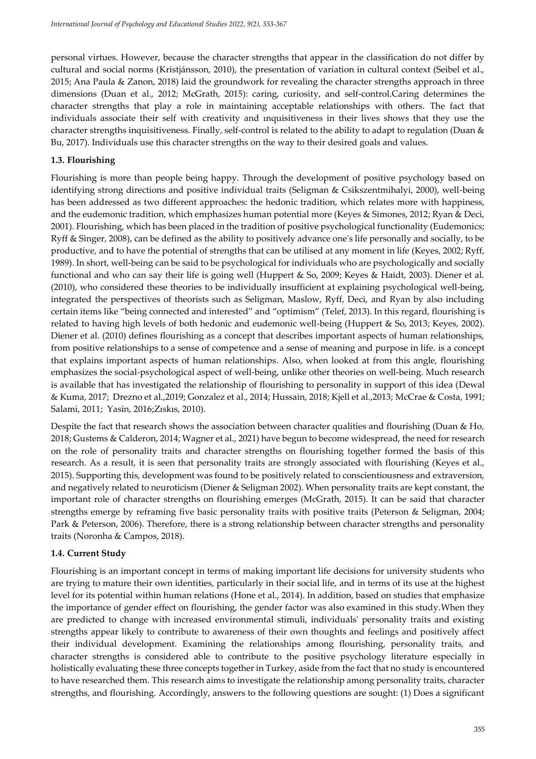personal virtues. However, because the character strengths that appear in the classification do not differ by cultural and social norms (Kristjánsson, 2010), the presentation of variation in cultural context (Seibel et al., 2015; Ana Paula & Zanon, 2018) laid the groundwork for revealing the character strengths approach in three dimensions (Duan et al., 2012; McGrath, 2015): caring, curiosity, and self-control.Caring determines the character strengths that play a role in maintaining acceptable relationships with others. The fact that individuals associate their self with creativity and ınquisitiveness in their lives shows that they use the character strengths inquisitiveness. Finally, self-control is related to the ability to adapt to regulation (Duan & Bu, 2017). Individuals use this character strengths on the way to their desired goals and values.

### 1.3. Flourishing

Flourishing is more than people being happy. Through the development of positive psychology based on identifying strong directions and positive individual traits (Seligman & Csikszentmihalyi, 2000), well-being has been addressed as two different approaches: the hedonic tradition, which relates more with happiness, and the eudemonic tradition, which emphasizes human potential more (Keyes & Simones, 2012; Ryan & Deci, 2001). Flourishing, which has been placed in the tradition of positive psychological functionality (Eudemonics; Ryff & Singer, 2008), can be defined as the ability to positively advance one's life personally and socially, to be productive, and to have the potential of strengths that can be utilised at any moment in life (Keyes, 2002; Ryff, 1989). In short, well-being can be said to be psychological for individuals who are psychologically and socially functional and who can say their life is going well (Huppert & So, 2009; Keyes & Haidt, 2003). Diener et al. (2010), who considered these theories to be individually insufficient at explaining psychological well-being, integrated the perspectives of theorists such as Seligman, Maslow, Ryff, Deci, and Ryan by also including certain items like "being connected and interested" and "optimism" (Telef, 2013). In this regard, flourishing is related to having high levels of both hedonic and eudemonic well-being (Huppert & So, 2013; Keyes, 2002). Diener et al. (2010) defines flourishing as a concept that describes important aspects of human relationships, from positive relationships to a sense of competence and a sense of meaning and purpose in life. is a concept that explains important aspects of human relationships. Also, when looked at from this angle, flourishing emphasizes the social-psychological aspect of well-being, unlike other theories on well-being. Much research is available that has investigated the relationship of flourishing to personality in support of this idea (Dewal & Kuma, 2017; Drezno et al.,2019; Gonzalez et al., 2014; Hussain, 2018; Kjell et al.,2013; McCrae & Costa, 1991; Salami, 2011; Yasin, 2016;Zıskıs, 2010).

Despite the fact that research shows the association between character qualities and flourishing (Duan & Ho, 2018; Gustems & Calderon, 2014; Wagner et al., 2021) have begun to become widespread, the need for research on the role of personality traits and character strengths on flourishing together formed the basis of this research. As a result, it is seen that personality traits are strongly associated with flourishing (Keyes et al., 2015). Supporting this, development was found to be positively related to conscientiousness and extraversion, and negatively related to neuroticism (Diener & Seligman 2002). When personality traits are kept constant, the important role of character strengths on flourishing emerges (McGrath, 2015). It can be said that character strengths emerge by reframing five basic personality traits with positive traits (Peterson & Seligman, 2004; Park & Peterson, 2006). Therefore, there is a strong relationship between character strengths and personality traits (Noronha & Campos, 2018).

### 1.4. Current Study

Flourishing is an important concept in terms of making important life decisions for university students who are trying to mature their own identities, particularly in their social life, and in terms of its use at the highest level for its potential within human relations (Hone et al., 2014). In addition, based on studies that emphasize the importance of gender effect on flourishing, the gender factor was also examined in this study.When they are predicted to change with increased environmental stimuli, individuals' personality traits and existing strengths appear likely to contribute to awareness of their own thoughts and feelings and positively affect their individual development. Examining the relationships among flourishing, personality traits, and character strengths is considered able to contribute to the positive psychology literature especially in holistically evaluating these three concepts together in Turkey, aside from the fact that no study is encountered to have researched them. This research aims to investigate the relationship among personality traits, character strengths, and flourishing. Accordingly, answers to the following questions are sought: (1) Does a significant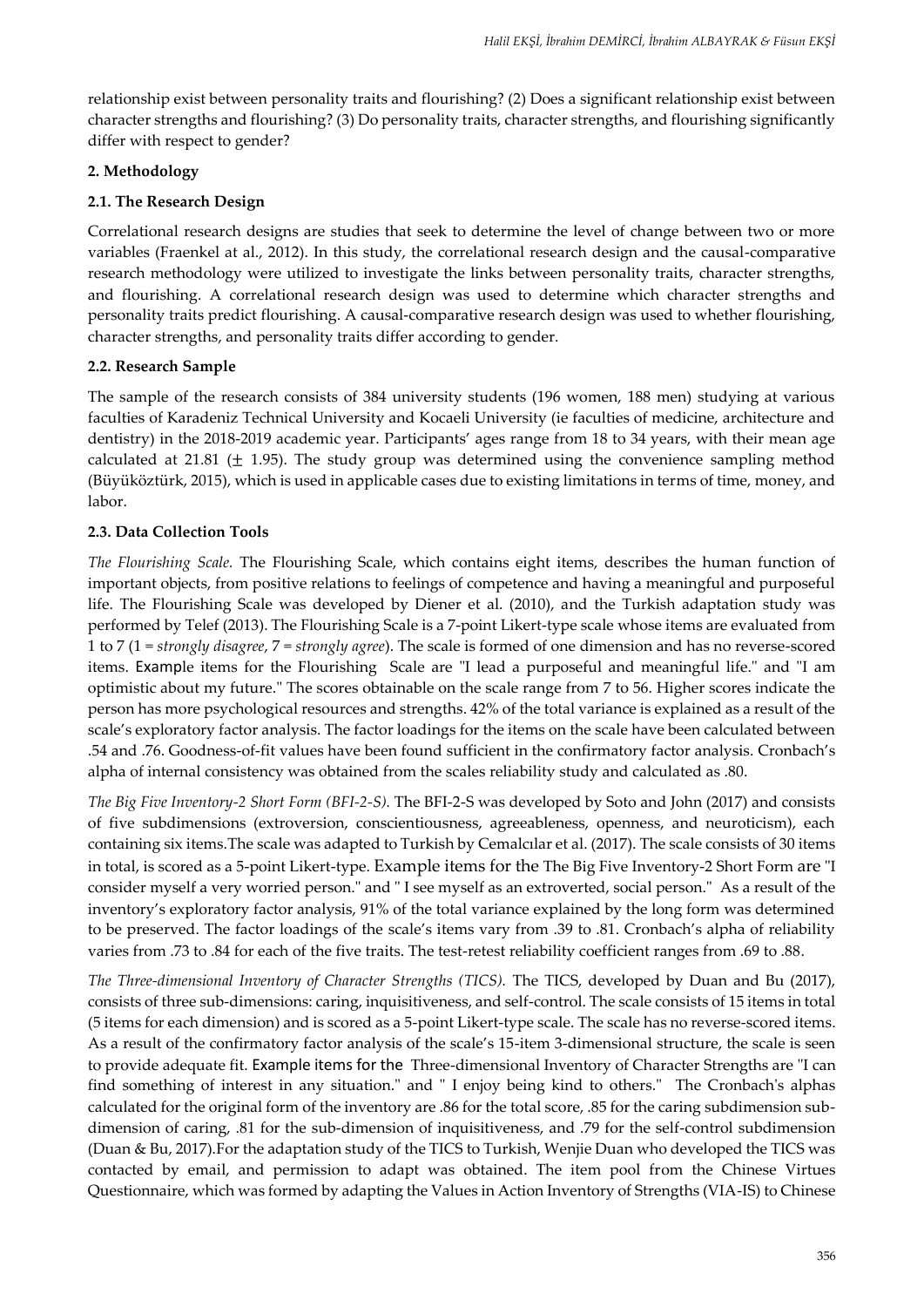relationship exist between personality traits and flourishing? (2) Does a significant relationship exist between character strengths and flourishing? (3) Do personality traits, character strengths, and flourishing significantly differ with respect to gender?

## 2. Methodology

### 2.1. The Research Design

Correlational research designs are studies that seek to determine the level of change between two or more variables (Fraenkel at al., 2012). In this study, the correlational research design and the causal-comparative research methodology were utilized to investigate the links between personality traits, character strengths, and flourishing. A correlational research design was used to determine which character strengths and personality traits predict flourishing. A causal-comparative research design was used to whether flourishing, character strengths, and personality traits differ according to gender.

### 2.2. Research Sample

The sample of the research consists of 384 university students (196 women, 188 men) studying at various faculties of Karadeniz Technical University and Kocaeli University (ie faculties of medicine, architecture and dentistry) in the 2018-2019 academic year. Participants' ages range from 18 to 34 years, with their mean age calculated at 21.81 (± 1.95). The study group was determined using the convenience sampling method (Büyüköztürk, 2015), which is used in applicable cases due to existing limitations in terms of time, money, and labor.

### 2.3. Data Collection Tools

*The Flourishing Scale.* The Flourishing Scale, which contains eight items, describes the human function of important objects, from positive relations to feelings of competence and having a meaningful and purposeful life. The Flourishing Scale was developed by Diener et al. (2010), and the Turkish adaptation study was performed by Telef (2013). The Flourishing Scale is a 7-point Likert-type scale whose items are evaluated from 1 to 7 (1 = *strongly disagree*, 7 = *strongly agree*). The scale is formed of one dimension and has no reverse-scored items. Example items for the Flourishing Scale are "I lead a purposeful and meaningful life." and "I am optimistic about my future." The scores obtainable on the scale range from 7 to 56. Higher scores indicate the person has more psychological resources and strengths. 42% of the total variance is explained as a result of the scale's exploratory factor analysis. The factor loadings for the items on the scale have been calculated between .54 and .76. Goodness-of-fit values have been found sufficient in the confirmatory factor analysis. Cronbach's alpha of internal consistency was obtained from the scales reliability study and calculated as .80.

*The Big Five Inventory-2 Short Form (BFI-2-S).* The BFI-2-S was developed by Soto and John (2017) and consists of five subdimensions (extroversion, conscientiousness, agreeableness, openness, and neuroticism), each containing six items.The scale was adapted to Turkish by Cemalcılar et al. (2017). The scale consists of 30 items in total, is scored as a 5-point Likert-type. Example items for the The Big Five Inventory-2 Short Form are "I consider myself a very worried person." and " I see myself as an extroverted, social person." As a result of the inventory's exploratory factor analysis, 91% of the total variance explained by the long form was determined to be preserved. The factor loadings of the scale's items vary from .39 to .81. Cronbach's alpha of reliability varies from .73 to .84 for each of the five traits. The test-retest reliability coefficient ranges from .69 to .88.

*The Three-dimensional Inventory of Character Strengths (TICS).* The TICS, developed by Duan and Bu (2017), consists of three sub-dimensions: caring, inquisitiveness, and self-control. The scale consists of 15 items in total (5 items for each dimension) and is scored as a 5-point Likert-type scale. The scale has no reverse-scored items. As a result of the confirmatory factor analysis of the scale's 15-item 3-dimensional structure, the scale is seen to provide adequate fit. Example items for the Three-dimensional Inventory of Character Strengths are "I can find something of interest in any situation." and " I enjoy being kind to others." The Cronbach's alphas calculated for the original form of the inventory are .86 for the total score, .85 for the caring subdimension sub-dimension of caring, .81 for the sub-dimension of inquisitiveness, and .79 for the self-control subdimension (Duan & Bu, 2017).For the adaptation study of the TICS to Turkish, Wenjie Duan who developed the TICS was contacted by email, and permission to adapt was obtained. The item pool from the Chinese Virtues Questionnaire, which was formed by adapting the Values in Action Inventory of Strengths (VIA-IS) to Chinese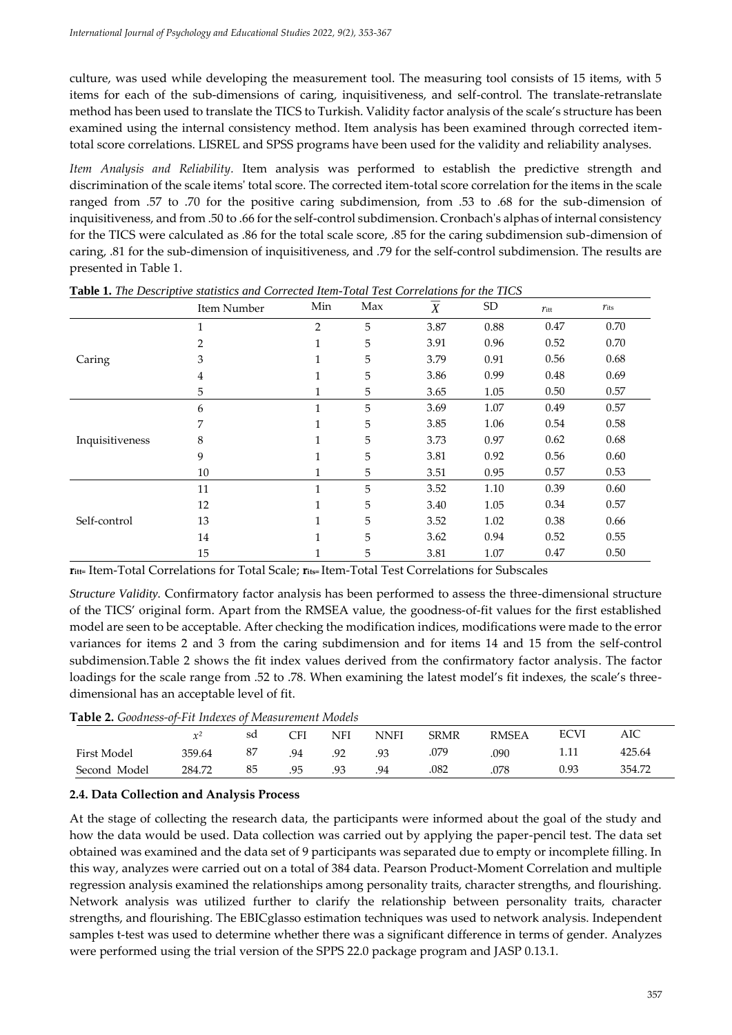culture, was used while developing the measurement tool. The measuring tool consists of 15 items, with 5 items for each of the sub-dimensions of caring, inquisitiveness, and self-control. The translate-retranslate method has been used to translate the TICS to Turkish. Validity factor analysis of the scale's structure has been examined using the internal consistency method. Item analysis has been examined through corrected item-total score correlations. LISREL and SPSS programs have been used for the validity and reliability analyses.

*Item Analysis and Reliability*. Item analysis was performed to establish the predictive strength and discrimination of the scale items' total score. The corrected item-total score correlation for the items in the scale ranged from .57 to .70 for the positive caring subdimension, from .53 to .68 for the sub-dimension of inquisitiveness, and from .50 to .66 for the self-control subdimension. Cronbach's alphas of internal consistency for the TICS were calculated as .86 for the total scale score, .85 for the caring subdimension sub-dimension of caring, .81 for the sub-dimension of inquisitiveness, and .79 for the self-control subdimension. The results are presented in Table 1.

**Table 1.** *The Descriptive statistics and Corrected Item-Total Test Correlations for the TICS*

| | Item Number | Min | Max | $\overline{X}$ | SD | $r_{itt}$ | $r_{its}$ |
|---|---|---|---|---|---|---|---|
| Caring | 1 | 2 | 5 | 3.87 | 0.88 | 0.47 | 0.70 |
| | 2 | 1 | 5 | 3.91 | 0.96 | 0.52 | 0.70 |
| | 3 | 1 | 5 | 3.79 | 0.91 | 0.56 | 0.68 |
| | 4 | 1 | 5 | 3.86 | 0.99 | 0.48 | 0.69 |
| | 5 | 1 | 5 | 3.65 | 1.05 | 0.50 | 0.57 |
| Inquisitiveness | 6 | 1 | 5 | 3.69 | 1.07 | 0.49 | 0.57 |
| | 7 | 1 | 5 | 3.85 | 1.06 | 0.54 | 0.58 |
| | 8 | 1 | 5 | 3.73 | 0.97 | 0.62 | 0.68 |
| | 9 | 1 | 5 | 3.81 | 0.92 | 0.56 | 0.60 |
| | 10 | 1 | 5 | 3.51 | 0.95 | 0.57 | 0.53 |
| Self-control | 11 | 1 | 5 | 3.52 | 1.10 | 0.39 | 0.60 |
| | 12 | 1 | 5 | 3.40 | 1.05 | 0.34 | 0.57 |
| | 13 | 1 | 5 | 3.52 | 1.02 | 0.38 | 0.66 |
| | 14 | 1 | 5 | 3.62 | 0.94 | 0.52 | 0.55 |
| | 15 | 1 | 5 | 3.81 | 1.07 | 0.47 | 0.50 |

**$r_{itt}$**= Item-Total Correlations for Total Scale; **$r_{its}$**= Item-Total Test Correlations for Subscales

*Structure Validity*. Confirmatory factor analysis has been performed to assess the three-dimensional structure of the TICS' original form. Apart from the RMSEA value, the goodness-of-fit values for the first established model are seen to be acceptable. After checking the modification indices, modifications were made to the error variances for items 2 and 3 from the caring subdimension and for items 14 and 15 from the self-control subdimension.Table 2 shows the fit index values derived from the confirmatory factor analysis. The factor loadings for the scale range from .52 to .78. When examining the latest model's fit indexes, the scale's three-dimensional has an acceptable level of fit.

**Table 2.** *Goodness-of-Fit Indexes of Measurement Models*

| | $x^2$ | sd | CFI | NFI | NNFI | SRMR | RMSEA | ECVI | AIC |
|---|---|---|---|---|---|---|---|---|---|
| First Model | 359.64 | 87 | .94 | .92 | .93 | .079 | .090 | 1.11 | 425.64 |
| Second Model | 284.72 | 85 | .95 | .93 | .94 | .082 | .078 | 0.93 | 354.72 |

## 2.4. Data Collection and Analysis Process

At the stage of collecting the research data, the participants were informed about the goal of the study and how the data would be used. Data collection was carried out by applying the paper-pencil test. The data set obtained was examined and the data set of 9 participants was separated due to empty or incomplete filling. In this way, analyzes were carried out on a total of 384 data. Pearson Product-Moment Correlation and multiple regression analysis examined the relationships among personality traits, character strengths, and flourishing. Network analysis was utilized further to clarify the relationship between personality traits, character strengths, and flourishing. The EBICglasso estimation techniques was used to network analysis. Independent samples t-test was used to determine whether there was a significant difference in terms of gender. Analyzes were performed using the trial version of the SPPS 22.0 package program and JASP 0.13.1.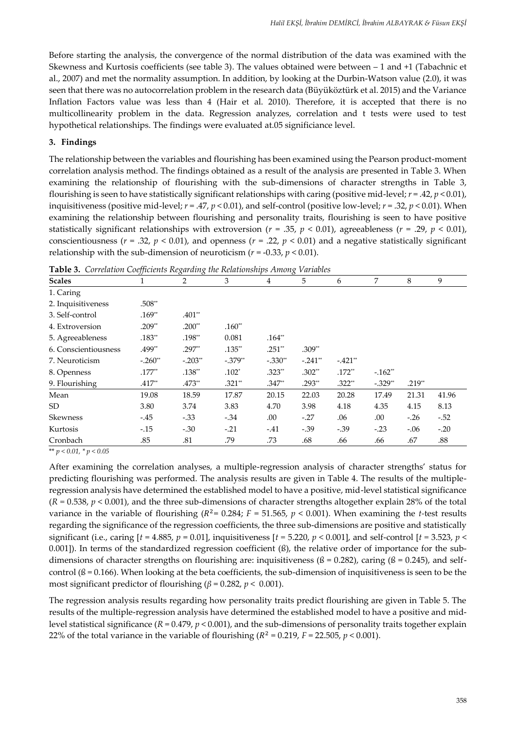Before starting the analysis, the convergence of the normal distribution of the data was examined with the Skewness and Kurtosis coefficients (see table 3). The values obtained were between – 1 and +1 (Tabachnic et al., 2007) and met the normality assumption. In addition, by looking at the Durbin-Watson value (2.0), it was seen that there was no autocorrelation problem in the research data (Büyüköztürk et al. 2015) and the Variance Inflation Factors value was less than 4 (Hair et al. 2010). Therefore, it is accepted that there is no multicollinearity problem in the data. Regression analyzes, correlation and t tests were used to test hypothetical relationships. The findings were evaluated at.05 significiance level.

## 3. Findings

The relationship between the variables and flourishing has been examined using the Pearson product-moment correlation analysis method. The findings obtained as a result of the analysis are presented in Table 3. When examining the relationship of flourishing with the sub-dimensions of character strengths in Table 3, flourishing is seen to have statistically significant relationships with caring (positive mid-level; $r = .42$, $p < 0.01$), inquisitiveness (positive mid-level; $r = .47$, $p < 0.01$), and self-control (positive low-level; $r = .32$, $p < 0.01$). When examining the relationship between flourishing and personality traits, flourishing is seen to have positive statistically significant relationships with extroversion ($r = .35$, $p < 0.01$), agreeableness ($r = .29$, $p < 0.01$), conscientiousness ($r = .32$, $p < 0.01$), and openness ($r = .22$, $p < 0.01$) and a negative statistically significant relationship with the sub-dimension of neuroticism ($r = -0.33$, $p < 0.01$).

**Table 3.** *Correlation Coefficients Regarding the Relationships Among Variables*

| Scales | 1 | 2 | 3 | 4 | 5 | 6 | 7 | 8 | 9 |
|---|---|---|---|---|---|---|---|---|---|
| 1. Caring | | | | | | | | | |
| 2. Inquisitiveness | .508** | | | | | | | | |
| 3. Self-control | .169** | .401** | | | | | | | |
| 4. Extroversion | .209** | .200** | .160** | | | | | | |
| 5. Agreeableness | .183** | .198** | 0.081 | .164** | | | | | |
| 6. Conscientiousness | .499** | .297** | .135** | .251** | .309** | | | | |
| 7. Neuroticism | -.260** | -.203** | -.379** | -.330** | -.241** | -.421** | | | |
| 8. Openness | .177** | .138** | .102* | .323** | .302** | .172** | -.162** | | |
| 9. Flourishing | .417** | .473** | .321** | .347** | .293** | .322** | -.329** | .219** | |
| Mean | 19.08 | 18.59 | 17.87 | 20.15 | 22.03 | 20.28 | 17.49 | 21.31 | 41.96 |
| SD | 3.80 | 3.74 | 3.83 | 4.70 | 3.98 | 4.18 | 4.35 | 4.15 | 8.13 |
| Skewness | -.45 | -.33 | -.34 | .00 | -.27 | .06 | .00 | -.26 | -.52 |
| Kurtosis | -.15 | -.30 | -.21 | -.41 | -.39 | -.39 | -.23 | -.06 | -.20 |
| Cronbach | .85 | .81 | .79 | .73 | .68 | .66 | .66 | .67 | .88 |

** $p < 0.01$, * $p < 0.05$

After examining the correlation analyses, a multiple-regression analysis of character strengths' status for predicting flourishing was performed. The analysis results are given in Table 4. The results of the multiple-regression analysis have determined the established model to have a positive, mid-level statistical significance ($R = 0.538$, $p < 0.001$), and the three sub-dimensions of character strengths altogether explain 28% of the total variance in the variable of flourishing ($R^2 = 0.284$; $F = 51.565$, $p < 0.001$). When examining the *t*-test results regarding the significance of the regression coefficients, the three sub-dimensions are positive and statistically significant (i.e., caring [$t = 4.885$, $p = 0.01$], inquisitiveness [$t = 5.220$, $p < 0.001$], and self-control [$t = 3.523$, $p < 0.001$]). In terms of the standardized regression coefficient (ß), the relative order of importance for the sub-dimensions of character strengths on flourishing are: inquisitiveness (ß = 0.282), caring (ß = 0.245), and self-control (ß = 0.166). When looking at the beta coefficients, the sub-dimension of inquisitiveness is seen to be the most significant predictor of flourishing ($\beta = 0.282$, $p < 0.001$).

The regression analysis results regarding how personality traits predict flourishing are given in Table 5. The results of the multiple-regression analysis have determined the established model to have a positive and mid-level statistical significance ($R = 0.479$, $p < 0.001$), and the sub-dimensions of personality traits together explain 22% of the total variance in the variable of flourishing ($R^2 = 0.219$, $F = 22.505$, $p < 0.001$).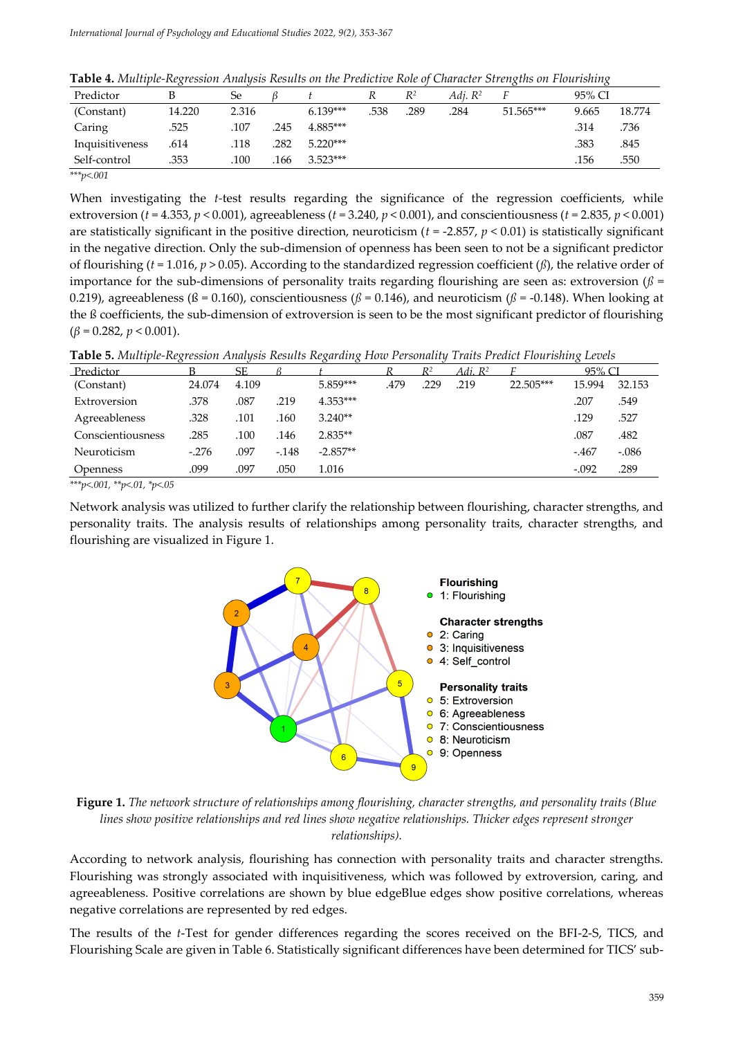**Table 4.** *Multiple-Regression Analysis Results on the Predictive Role of Character Strengths on Flourishing*

| Predictor | B | Se | β | t | R | $R^2$ | Adj. $R^2$ | F | 95% CI | |
|---|---|---|---|---|---|---|---|---|---|---|
| (Constant) | 14.220 | 2.316 | | 6.139*** | .538 | .289 | .284 | 51.565*** | 9.665 | 18.774 |
| Caring | .525 | .107 | .245 | 4.885*** | | | | | .314 | .736 |
| Inquisitiveness | .614 | .118 | .282 | 5.220*** | | | | | .383 | .845 |
| Self-control | .353 | .100 | .166 | 3.523*** | | | | | .156 | .550 |

****p*<.001

When investigating the *t*-test results regarding the significance of the regression coefficients, while extroversion ($t = 4.353$, $p < 0.001$), agreeableness ($t = 3.240$, $p < 0.001$), and conscientiousness ($t = 2.835$, $p < 0.001$) are statistically significant in the positive direction, neuroticism ($t = -2.857$, $p < 0.01$) is statistically significant in the negative direction. Only the sub-dimension of openness has been seen to not be a significant predictor of flourishing ($t = 1.016$, $p > 0.05$). According to the standardized regression coefficient ($\beta$), the relative order of importance for the sub-dimensions of personality traits regarding flourishing are seen as: extroversion ($\beta = 0.219$), agreeableness ($\beta = 0.160$), conscientiousness ($\beta = 0.146$), and neuroticism ($\beta = -0.148$). When looking at the β coefficients, the sub-dimension of extroversion is seen to be the most significant predictor of flourishing ($\beta = 0.282$, $p < 0.001$).

**Table 5.** *Multiple-Regression Analysis Results Regarding How Personality Traits Predict Flourishing Levels*

| Predictor | B | SE | β | t | R | $R^2$ | Adj. $R^2$ | F | 95% CI | |
|---|---|---|---|---|---|---|---|---|---|---|
| (Constant) | 24.074 | 4.109 | | 5.859*** | .479 | .229 | .219 | 22.505*** | 15.994 | 32.153 |
| Extroversion | .378 | .087 | .219 | 4.353*** | | | | | .207 | .549 |
| Agreeableness | .328 | .101 | .160 | 3.240** | | | | | .129 | .527 |
| Conscientiousness | .285 | .100 | .146 | 2.835** | | | | | .087 | .482 |
| Neuroticism | -.276 | .097 | -.148 | -2.857** | | | | | -.467 | -.086 |
| Openness | .099 | .097 | .050 | 1.016 | | | | | -.092 | .289 |

****p*<.001, ***p*<.01, **p*<.05

Network analysis was utilized to further clarify the relationship between flourishing, character strengths, and personality traits. The analysis results of relationships among personality traits, character strengths, and flourishing are visualized in Figure 1.

**Figure 1.** *The network structure of relationships among flourishing, character strengths, and personality traits (Blue lines show positive relationships and red lines show negative relationships. Thicker edges represent stronger relationships).*

According to network analysis, flourishing has connection with personality traits and character strengths. Flourishing was strongly associated with inquisitiveness, which was followed by extroversion, caring, and agreeableness. Positive correlations are shown by blue edgeBlue edges show positive correlations, whereas negative correlations are represented by red edges.

The results of the *t*-Test for gender differences regarding the scores received on the BFI-2-S, TICS, and Flourishing Scale are given in Table 6. Statistically significant differences have been determined for TICS' sub-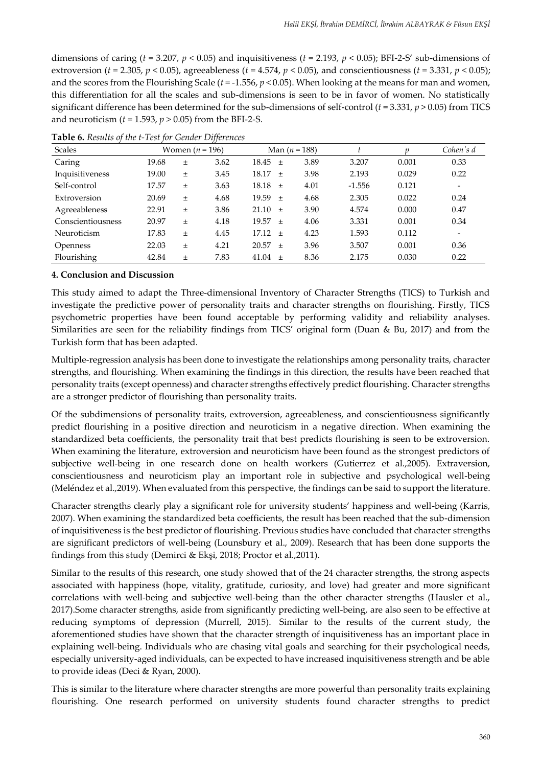dimensions of caring ($t = 3.207$, $p < 0.05$) and inquisitiveness ($t = 2.193$, $p < 0.05$); BFI-2-S' sub-dimensions of extroversion ($t = 2.305$, $p < 0.05$), agreeableness ($t = 4.574$, $p < 0.05$), and conscientiousness ($t = 3.331$, $p < 0.05$); and the scores from the Flourishing Scale ($t = -1.556$, $p < 0.05$). When looking at the means for man and women, this differentiation for all the scales and sub-dimensions is seen to be in favor of women. No statistically significant difference has been determined for the sub-dimensions of self-control ($t = 3.331$, $p > 0.05$) from TICS and neuroticism ($t = 1.593$, $p > 0.05$) from the BFI-2-S.

**Table 6.** *Results of the t-Test for Gender Differences*

| Scales | Women ($n$ = 196) | | | Man ($n$ = 188) | | | $t$ | $p$ | *Cohen's d* |
|---|---|---|---|---|---|---|---|---|---|
| Caring | 19.68 | ± | 3.62 | 18.45 | ± | 3.89 | 3.207 | 0.001 | 0.33 |
| Inquisitiveness | 19.00 | ± | 3.45 | 18.17 | ± | 3.98 | 2.193 | 0.029 | 0.22 |
| Self-control | 17.57 | ± | 3.63 | 18.18 | ± | 4.01 | -1.556 | 0.121 | - |
| Extroversion | 20.69 | ± | 4.68 | 19.59 | ± | 4.68 | 2.305 | 0.022 | 0.24 |
| Agreeableness | 22.91 | ± | 3.86 | 21.10 | ± | 3.90 | 4.574 | 0.000 | 0.47 |
| Conscientiousness | 20.97 | ± | 4.18 | 19.57 | ± | 4.06 | 3.331 | 0.001 | 0.34 |
| Neuroticism | 17.83 | ± | 4.45 | 17.12 | ± | 4.23 | 1.593 | 0.112 | - |
| Openness | 22.03 | ± | 4.21 | 20.57 | ± | 3.96 | 3.507 | 0.001 | 0.36 |
| Flourishing | 42.84 | ± | 7.83 | 41.04 | ± | 8.36 | 2.175 | 0.030 | 0.22 |

## 4. Conclusion and Discussion

This study aimed to adapt the Three-dimensional Inventory of Character Strengths (TICS) to Turkish and investigate the predictive power of personality traits and character strengths on flourishing. Firstly, TICS psychometric properties have been found acceptable by performing validity and reliability analyses. Similarities are seen for the reliability findings from TICS' original form (Duan & Bu, 2017) and from the Turkish form that has been adapted.

Multiple-regression analysis has been done to investigate the relationships among personality traits, character strengths, and flourishing. When examining the findings in this direction, the results have been reached that personality traits (except openness) and character strengths effectively predict flourishing. Character strengths are a stronger predictor of flourishing than personality traits.

Of the subdimensions of personality traits, extroversion, agreeableness, and conscientiousness significantly predict flourishing in a positive direction and neuroticism in a negative direction. When examining the standardized beta coefficients, the personality trait that best predicts flourishing is seen to be extroversion. When examining the literature, extroversion and neuroticism have been found as the strongest predictors of subjective well-being in one research done on health workers (Gutierrez et al.,2005). Extraversion, conscientiousness and neuroticism play an important role in subjective and psychological well-being (Meléndez et al.,2019). When evaluated from this perspective, the findings can be said to support the literature.

Character strengths clearly play a significant role for university students' happiness and well-being (Karris, 2007). When examining the standardized beta coefficients, the result has been reached that the sub-dimension of inquisitiveness is the best predictor of flourishing. Previous studies have concluded that character strengths are significant predictors of well-being (Lounsbury et al., 2009). Research that has been done supports the findings from this study (Demirci & Ekşi, 2018; Proctor et al.,2011).

Similar to the results of this research, one study showed that of the 24 character strengths, the strong aspects associated with happiness (hope, vitality, gratitude, curiosity, and love) had greater and more significant correlations with well-being and subjective well-being than the other character strengths (Hausler et al., 2017).Some character strengths, aside from significantly predicting well-being, are also seen to be effective at reducing symptoms of depression (Murrell, 2015). Similar to the results of the current study, the aforementioned studies have shown that the character strength of inquisitiveness has an important place in explaining well-being. Individuals who are chasing vital goals and searching for their psychological needs, especially university-aged individuals, can be expected to have increased inquisitiveness strength and be able to provide ideas (Deci & Ryan, 2000).

This is similar to the literature where character strengths are more powerful than personality traits explaining flourishing. One research performed on university students found character strengths to predict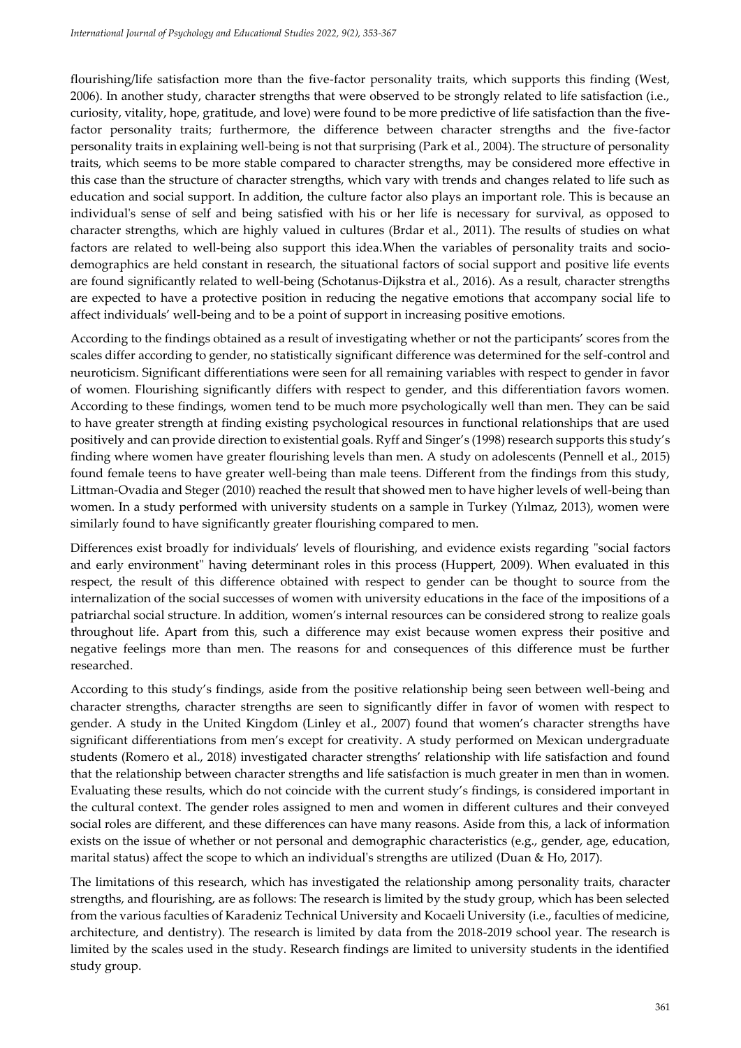flourishing/life satisfaction more than the five-factor personality traits, which supports this finding (West, 2006). In another study, character strengths that were observed to be strongly related to life satisfaction (i.e., curiosity, vitality, hope, gratitude, and love) were found to be more predictive of life satisfaction than the five-factor personality traits; furthermore, the difference between character strengths and the five-factor personality traits in explaining well-being is not that surprising (Park et al., 2004). The structure of personality traits, which seems to be more stable compared to character strengths, may be considered more effective in this case than the structure of character strengths, which vary with trends and changes related to life such as education and social support. In addition, the culture factor also plays an important role. This is because an individual's sense of self and being satisfied with his or her life is necessary for survival, as opposed to character strengths, which are highly valued in cultures (Brdar et al., 2011). The results of studies on what factors are related to well-being also support this idea.When the variables of personality traits and socio-demographics are held constant in research, the situational factors of social support and positive life events are found significantly related to well-being (Schotanus-Dijkstra et al., 2016). As a result, character strengths are expected to have a protective position in reducing the negative emotions that accompany social life to affect individuals' well-being and to be a point of support in increasing positive emotions.

According to the findings obtained as a result of investigating whether or not the participants' scores from the scales differ according to gender, no statistically significant difference was determined for the self-control and neuroticism. Significant differentiations were seen for all remaining variables with respect to gender in favor of women. Flourishing significantly differs with respect to gender, and this differentiation favors women. According to these findings, women tend to be much more psychologically well than men. They can be said to have greater strength at finding existing psychological resources in functional relationships that are used positively and can provide direction to existential goals. Ryff and Singer's (1998) research supports this study's finding where women have greater flourishing levels than men. A study on adolescents (Pennell et al., 2015) found female teens to have greater well-being than male teens. Different from the findings from this study, Littman-Ovadia and Steger (2010) reached the result that showed men to have higher levels of well-being than women. In a study performed with university students on a sample in Turkey (Yılmaz, 2013), women were similarly found to have significantly greater flourishing compared to men.

Differences exist broadly for individuals' levels of flourishing, and evidence exists regarding "social factors and early environment" having determinant roles in this process (Huppert, 2009). When evaluated in this respect, the result of this difference obtained with respect to gender can be thought to source from the internalization of the social successes of women with university educations in the face of the impositions of a patriarchal social structure. In addition, women's internal resources can be considered strong to realize goals throughout life. Apart from this, such a difference may exist because women express their positive and negative feelings more than men. The reasons for and consequences of this difference must be further researched.

According to this study's findings, aside from the positive relationship being seen between well-being and character strengths, character strengths are seen to significantly differ in favor of women with respect to gender. A study in the United Kingdom (Linley et al., 2007) found that women's character strengths have significant differentiations from men's except for creativity. A study performed on Mexican undergraduate students (Romero et al., 2018) investigated character strengths' relationship with life satisfaction and found that the relationship between character strengths and life satisfaction is much greater in men than in women. Evaluating these results, which do not coincide with the current study's findings, is considered important in the cultural context. The gender roles assigned to men and women in different cultures and their conveyed social roles are different, and these differences can have many reasons. Aside from this, a lack of information exists on the issue of whether or not personal and demographic characteristics (e.g., gender, age, education, marital status) affect the scope to which an individual's strengths are utilized (Duan & Ho, 2017).

The limitations of this research, which has investigated the relationship among personality traits, character strengths, and flourishing, are as follows: The research is limited by the study group, which has been selected from the various faculties of Karadeniz Technical University and Kocaeli University (i.e., faculties of medicine, architecture, and dentistry). The research is limited by data from the 2018-2019 school year. The research is limited by the scales used in the study. Research findings are limited to university students in the identified study group.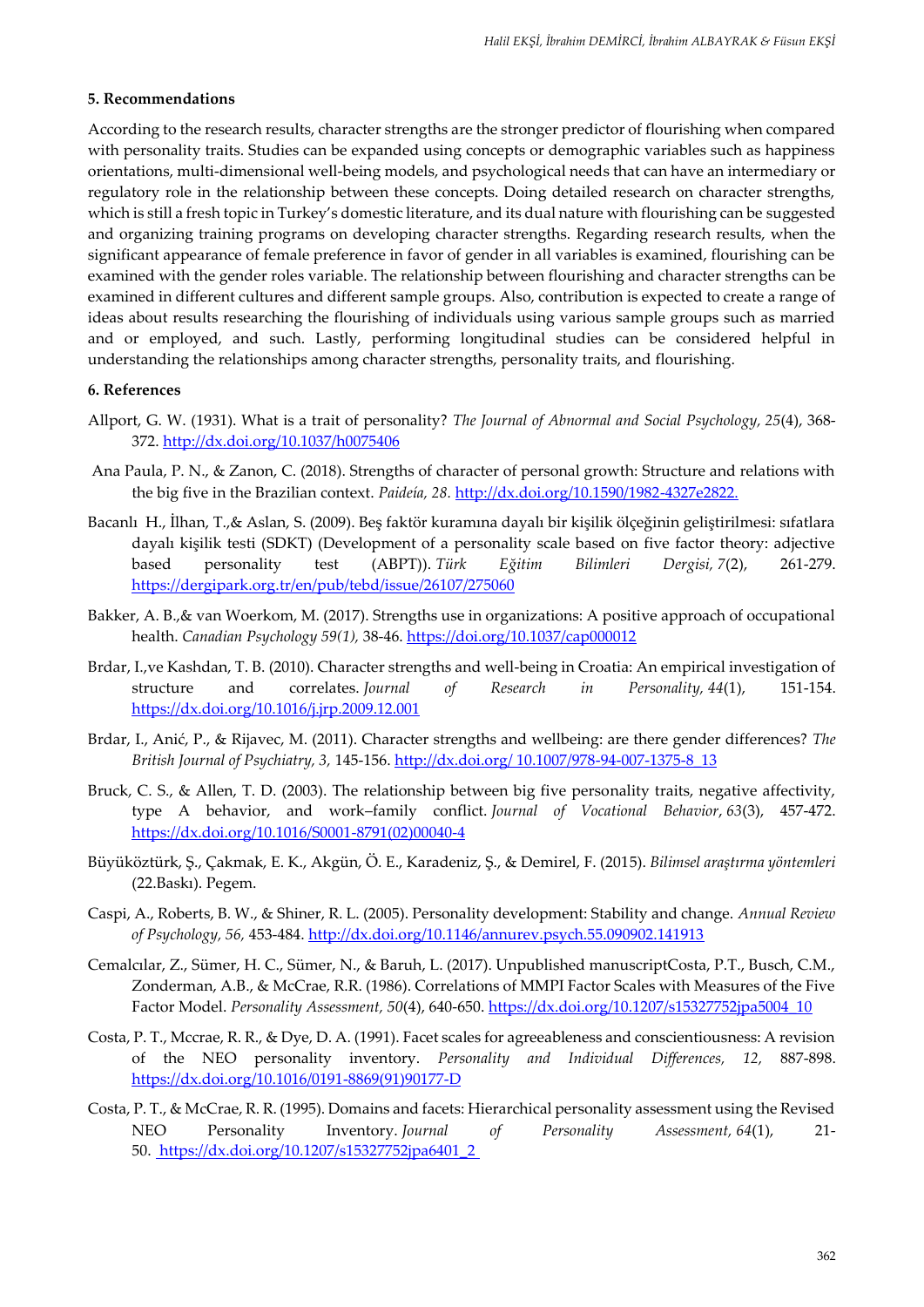## 5. Recommendations

According to the research results, character strengths are the stronger predictor of flourishing when compared with personality traits. Studies can be expanded using concepts or demographic variables such as happiness orientations, multi-dimensional well-being models, and psychological needs that can have an intermediary or regulatory role in the relationship between these concepts. Doing detailed research on character strengths, which is still a fresh topic in Turkey's domestic literature, and its dual nature with flourishing can be suggested and organizing training programs on developing character strengths. Regarding research results, when the significant appearance of female preference in favor of gender in all variables is examined, flourishing can be examined with the gender roles variable. The relationship between flourishing and character strengths can be examined in different cultures and different sample groups. Also, contribution is expected to create a range of ideas about results researching the flourishing of individuals using various sample groups such as married and or employed, and such. Lastly, performing longitudinal studies can be considered helpful in understanding the relationships among character strengths, personality traits, and flourishing.

## 6. References

Allport, G. W. (1931). What is a trait of personality? *The Journal of Abnormal and Social Psychology, 25*(4), 368-372. http://dx.doi.org/10.1037/h0075406

Ana Paula, P. N., & Zanon, C. (2018). Strengths of character of personal growth: Structure and relations with the big five in the Brazilian context. *Paideía, 28.* http://dx.doi.org/10.1590/1982-4327e2822.

Bacanlı H., İlhan, T.,& Aslan, S. (2009). Beş faktör kuramına dayalı bir kişilik ölçeğinin geliştirilmesi: sıfatlara dayalı kişilik testi (SDKT) (Development of a personality scale based on five factor theory: adjective based personality test (ABPT)). *Türk Eğitim Bilimleri Dergisi, 7*(2), 261-279. https://dergipark.org.tr/en/pub/tebd/issue/26107/275060

Bakker, A. B.,& van Woerkom, M. (2017). Strengths use in organizations: A positive approach of occupational health. *Canadian Psychology 59(1),* 38-46. https://doi.org/10.1037/cap000012

Brdar, I.,ve Kashdan, T. B. (2010). Character strengths and well-being in Croatia: An empirical investigation of structure and correlates. *Journal of Research in Personality, 44*(1), 151-154. https://dx.doi.org/10.1016/j.jrp.2009.12.001

Brdar, I., Anić, P., & Rijavec, M. (2011). Character strengths and wellbeing: are there gender differences? *The British Journal of Psychiatry, 3,* 145-156. http://dx.doi.org/ 10.1007/978-94-007-1375-8_13

Bruck, C. S., & Allen, T. D. (2003). The relationship between big five personality traits, negative affectivity, type A behavior, and work–family conflict. *Journal of Vocational Behavior*, *63*(3), 457-472. https://dx.doi.org/10.1016/S0001-8791(02)00040-4

Büyüköztürk, Ş., Çakmak, E. K., Akgün, Ö. E., Karadeniz, Ş., & Demirel, F. (2015). *Bilimsel araştırma yöntemleri* (22.Baskı). Pegem.

Caspi, A., Roberts, B. W., & Shiner, R. L. (2005). Personality development: Stability and change. *Annual Review of Psychology, 56,* 453-484. http://dx.doi.org/10.1146/annurev.psych.55.090902.141913

Cemalcılar, Z., Sümer, H. C., Sümer, N., & Baruh, L. (2017). Unpublished manuscriptCosta, P.T., Busch, C.M., Zonderman, A.B., & McCrae, R.R. (1986). Correlations of MMPI Factor Scales with Measures of the Five Factor Model. *Personality Assessment, 50*(4), 640-650. https://dx.doi.org/10.1207/s15327752jpa5004_10

Costa, P. T., Mccrae, R. R., & Dye, D. A. (1991). Facet scales for agreeableness and conscientiousness: A revision of the NEO personality inventory. *Personality and Individual Differences, 12,* 887-898. https://dx.doi.org/10.1016/0191-8869(91)90177-D

Costa, P. T., & McCrae, R. R. (1995). Domains and facets: Hierarchical personality assessment using the Revised NEO Personality Inventory. *Journal of Personality Assessment, 64*(1), 21-50. https://dx.doi.org/10.1207/s15327752jpa6401_2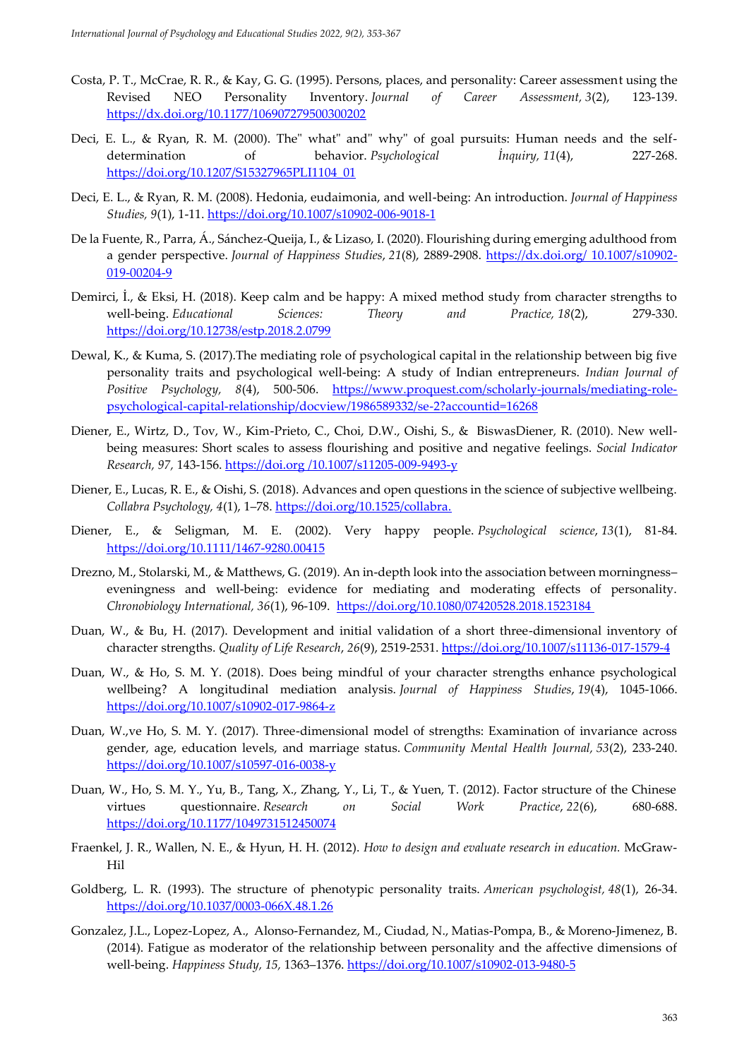Costa, P. T., McCrae, R. R., & Kay, G. G. (1995). Persons, places, and personality: Career assessment using the Revised NEO Personality Inventory. *Journal of Career Assessment, 3*(2), 123-139. https://dx.doi.org/10.1177/106907279500300202

Deci, E. L., & Ryan, R. M. (2000). The" what" and" why" of goal pursuits: Human needs and the self-determination of behavior. *Psychological İnquiry, 11*(4), 227-268. https://doi.org/10.1207/S15327965PLI1104_01

Deci, E. L., & Ryan, R. M. (2008). Hedonia, eudaimonia, and well-being: An introduction. *Journal of Happiness Studies, 9*(1), 1-11. https://doi.org/10.1007/s10902-006-9018-1

De la Fuente, R., Parra, Á., Sánchez-Queija, I., & Lizaso, I. (2020). Flourishing during emerging adulthood from a gender perspective. *Journal of Happiness Studies*, *21*(8), 2889-2908. https://dx.doi.org/ 10.1007/s10902-019-00204-9

Demirci, İ., & Eksi, H. (2018). Keep calm and be happy: A mixed method study from character strengths to well-being. *Educational Sciences: Theory and Practice, 18*(2), 279-330. https://doi.org/10.12738/estp.2018.2.0799

Dewal, K., & Kuma, S. (2017).The mediating role of psychological capital in the relationship between big five personality traits and psychological well-being: A study of Indian entrepreneurs. *Indian Journal of Positive Psychology, 8*(4), 500-506. https://www.proquest.com/scholarly-journals/mediating-role-psychological-capital-relationship/docview/1986589332/se-2?accountid=16268

Diener, E., Wirtz, D., Tov, W., Kim-Prieto, C., Choi, D.W., Oishi, S., & BiswasDiener, R. (2010). New well-being measures: Short scales to assess flourishing and positive and negative feelings. *Social Indicator Research, 97,* 143-156. https://doi.org /10.1007/s11205-009-9493-y

Diener, E., Lucas, R. E., & Oishi, S. (2018). Advances and open questions in the science of subjective wellbeing. *Collabra Psychology, 4*(1), 1–78. https://doi.org/10.1525/collabra.

Diener, E., & Seligman, M. E. (2002). Very happy people. *Psychological science*, *13*(1), 81-84. https://doi.org/10.1111/1467-9280.00415

Drezno, M., Stolarski, M., & Matthews, G. (2019). An in-depth look into the association between morningness–eveningness and well-being: evidence for mediating and moderating effects of personality. *Chronobiology International, 36*(1), 96-109. https://doi.org/10.1080/07420528.2018.1523184

Duan, W., & Bu, H. (2017). Development and initial validation of a short three-dimensional inventory of character strengths. *Quality of Life Research*, *26*(9), 2519-2531. https://doi.org/10.1007/s11136-017-1579-4

Duan, W., & Ho, S. M. Y. (2018). Does being mindful of your character strengths enhance psychological wellbeing? A longitudinal mediation analysis. *Journal of Happiness Studies*, *19*(4), 1045-1066. https://doi.org/10.1007/s10902-017-9864-z

Duan, W.,ve Ho, S. M. Y. (2017). Three-dimensional model of strengths: Examination of invariance across gender, age, education levels, and marriage status. *Community Mental Health Journal, 53*(2), 233-240. https://doi.org/10.1007/s10597-016-0038-y

Duan, W., Ho, S. M. Y., Yu, B., Tang, X., Zhang, Y., Li, T., & Yuen, T. (2012). Factor structure of the Chinese virtues questionnaire. *Research on Social Work Practice*, *22*(6), 680-688. https://doi.org/10.1177/1049731512450074

Fraenkel, J. R., Wallen, N. E., & Hyun, H. H. (2012). *How to design and evaluate research in education.* McGraw-Hil

Goldberg, L. R. (1993). The structure of phenotypic personality traits. *American psychologist, 48*(1), 26-34. https://doi.org/10.1037/0003-066X.48.1.26

Gonzalez, J.L., Lopez-Lopez, A., Alonso-Fernandez, M., Ciudad, N., Matias-Pompa, B., & Moreno-Jimenez, B. (2014). Fatigue as moderator of the relationship between personality and the affective dimensions of well-being. *Happiness Study, 15,* 1363–1376. https://doi.org/10.1007/s10902-013-9480-5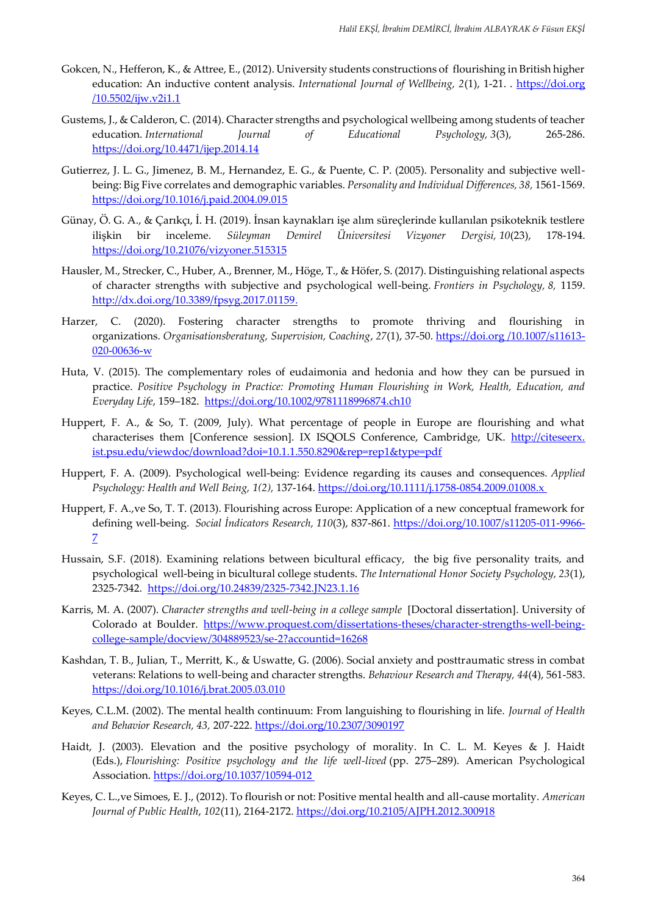Gokcen, N., Hefferon, K., & Attree, E., (2012). University students constructions of flourishing in British higher education: An inductive content analysis. *International Journal of Wellbeing, 2*(1), 1-21. . https://doi.org /10.5502/ijw.v2i1.1

Gustems, J., & Calderon, C. (2014). Character strengths and psychological wellbeing among students of teacher education. *International Journal of Educational Psychology, 3*(3), 265-286. https://doi.org/10.4471/ijep.2014.14

Gutierrez, J. L. G., Jimenez, B. M., Hernandez, E. G., & Puente, C. P. (2005). Personality and subjective well-being: Big Five correlates and demographic variables. *Personality and Individual Differences, 38,* 1561-1569. https://doi.org/10.1016/j.paid.2004.09.015

Günay, Ö. G. A., & Çarıkçı, İ. H. (2019). İnsan kaynakları işe alım süreçlerinde kullanılan psikoteknik testlere ilişkin bir inceleme. *Süleyman Demirel Üniversitesi Vizyoner Dergisi, 10*(23), 178-194. https://doi.org/10.21076/vizyoner.515315

Hausler, M., Strecker, C., Huber, A., Brenner, M., Höge, T., & Höfer, S. (2017). Distinguishing relational aspects of character strengths with subjective and psychological well-being. *Frontiers in Psychology, 8,* 1159. http://dx.doi.org/10.3389/fpsyg.2017.01159.

Harzer, C. (2020). Fostering character strengths to promote thriving and flourishing in organizations. *Organisationsberatung, Supervision, Coaching*, *27*(1), 37-50. https://doi.org /10.1007/s11613-020-00636-w

Huta, V. (2015). The complementary roles of eudaimonia and hedonia and how they can be pursued in practice. *Positive Psychology in Practice: Promoting Human Flourishing in Work, Health, Education, and Everyday Life*, 159–182. https://doi.org/10.1002/9781118996874.ch10

Huppert, F. A., & So, T. (2009, July). What percentage of people in Europe are flourishing and what characterises them [Conference session]. IX ISQOLS Conference, Cambridge, UK. http://citeseerx.ist.psu.edu/viewdoc/download?doi=10.1.1.550.8290&rep=rep1&type=pdf

Huppert, F. A. (2009). Psychological well-being: Evidence regarding its causes and consequences. *Applied Psychology: Health and Well Being, 1(2),* 137-164. https://doi.org/10.1111/j.1758-0854.2009.01008.x

Huppert, F. A.,ve So, T. T. (2013). Flourishing across Europe: Application of a new conceptual framework for defining well-being. *Social İndicators Research, 110*(3), 837-861. https://doi.org/10.1007/s11205-011-9966-7

Hussain, S.F. (2018). Examining relations between bicultural efficacy, the big five personality traits, and psychological well-being in bicultural college students. *The International Honor Society Psychology, 23*(1), 2325-7342. https://doi.org/10.24839/2325-7342.JN23.1.16

Karris, M. A. (2007). *Character strengths and well-being in a college sample* [Doctoral dissertation]. University of Colorado at Boulder. https://www.proquest.com/dissertations-theses/character-strengths-well-being-college-sample/docview/304889523/se-2?accountid=16268

Kashdan, T. B., Julian, T., Merritt, K., & Uswatte, G. (2006). Social anxiety and posttraumatic stress in combat veterans: Relations to well-being and character strengths. *Behaviour Research and Therapy, 44*(4), 561-583. https://doi.org/10.1016/j.brat.2005.03.010

Keyes, C.L.M. (2002). The mental health continuum: From languishing to flourishing in life. *Journal of Health and Behavior Research, 43,* 207-222. https://doi.org/10.2307/3090197

Haidt, J. (2003). Elevation and the positive psychology of morality. In C. L. M. Keyes & J. Haidt (Eds.), *Flourishing: Positive psychology and the life well-lived* (pp. 275–289). American Psychological Association. https://doi.org/10.1037/10594-012

Keyes, C. L.,ve Simoes, E. J., (2012). To flourish or not: Positive mental health and all-cause mortality. *American Journal of Public Health*, *102*(11), 2164-2172. https://doi.org/10.2105/AJPH.2012.300918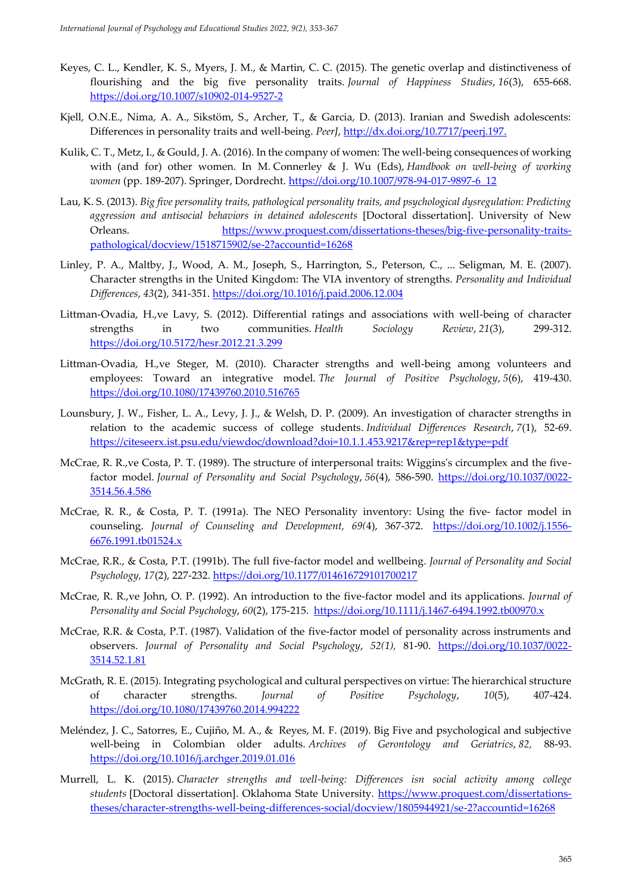Keyes, C. L., Kendler, K. S., Myers, J. M., & Martin, C. C. (2015). The genetic overlap and distinctiveness of flourishing and the big five personality traits. *Journal of Happiness Studies*, *16*(3), 655-668. https://doi.org/10.1007/s10902-014-9527-2

Kjell, O.N.E., Nima, A. A., Sikstöm, S., Archer, T., & Garcia, D. (2013). Iranian and Swedish adolescents: Differences in personality traits and well-being. *PeerJ*, http://dx.doi.org/10.7717/peerj.197.

Kulik, C. T., Metz, I., & Gould, J. A. (2016). In the company of women: The well-being consequences of working with (and for) other women. In M. Connerley & J. Wu (Eds), *Handbook on well-being of working women* (pp. 189-207). Springer, Dordrecht. https://doi.org/10.1007/978-94-017-9897-6_12

Lau, K. S. (2013). *Big five personality traits, pathological personality traits, and psychological dysregulation: Predicting aggression and antisocial behaviors in detained adolescents* [Doctoral dissertation]. University of New Orleans. https://www.proquest.com/dissertations-theses/big-five-personality-traits-pathological/docview/1518715902/se-2?accountid=16268

Linley, P. A., Maltby, J., Wood, A. M., Joseph, S., Harrington, S., Peterson, C., ... Seligman, M. E. (2007). Character strengths in the United Kingdom: The VIA inventory of strengths. *Personality and Individual Differences*, *43*(2), 341-351. https://doi.org/10.1016/j.paid.2006.12.004

Littman-Ovadia, H.,ve Lavy, S. (2012). Differential ratings and associations with well-being of character strengths in two communities. *Health Sociology Review*, *21*(3), 299-312. https://doi.org/10.5172/hesr.2012.21.3.299

Littman-Ovadia, H.,ve Steger, M. (2010). Character strengths and well-being among volunteers and employees: Toward an integrative model. *The Journal of Positive Psychology*, *5*(6), 419-430. https://doi.org/10.1080/17439760.2010.516765

Lounsbury, J. W., Fisher, L. A., Levy, J. J., & Welsh, D. P. (2009). An investigation of character strengths in relation to the academic success of college students. *Individual Differences Research*, *7*(1), 52-69. https://citeseerx.ist.psu.edu/viewdoc/download?doi=10.1.1.453.9217&rep=rep1&type=pdf

McCrae, R. R.,ve Costa, P. T. (1989). The structure of interpersonal traits: Wiggins's circumplex and the five-factor model. *Journal of Personality and Social Psychology*, *56*(4), 586-590. https://doi.org/10.1037/0022-3514.56.4.586

McCrae, R. R., & Costa, P. T. (1991a). The NEO Personality inventory: Using the five- factor model in counseling. *Journal of Counseling and Development, 69(*4), 367-372. https://doi.org/10.1002/j.1556-6676.1991.tb01524.x

McCrae, R.R., & Costa, P.T. (1991b). The full five-factor model and wellbeing. *Journal of Personality and Social Psychology, 17*(2), 227-232. https://doi.org/10.1177/014616729101700217

McCrae, R. R.,ve John, O. P. (1992). An introduction to the five-factor model and its applications. *Journal of Personality and Social Psychology*, *60*(2), 175-215. https://doi.org/10.1111/j.1467-6494.1992.tb00970.x

McCrae, R.R. & Costa, P.T. (1987). Validation of the five-factor model of personality across instruments and observers. *Journal of Personality and Social Psychology*, *52(1),* 81-90. https://doi.org/10.1037/0022-3514.52.1.81

McGrath, R. E. (2015). Integrating psychological and cultural perspectives on virtue: The hierarchical structure of character strengths. *Journal of Positive Psychology*, *10*(5), 407-424. https://doi.org/10.1080/17439760.2014.994222

Meléndez, J. C., Satorres, E., Cujiño, M. A., & Reyes, M. F. (2019). Big Five and psychological and subjective well-being in Colombian older adults. *Archives of Gerontology and Geriatrics*, *82,* 88-93. https://doi.org/10.1016/j.archger.2019.01.016

Murrell, L. K. (2015). *Character strengths and well-being: Differences isn social activity among college students* [Doctoral dissertation]. Oklahoma State University. https://www.proquest.com/dissertations-theses/character-strengths-well-being-differences-social/docview/1805944921/se-2?accountid=16268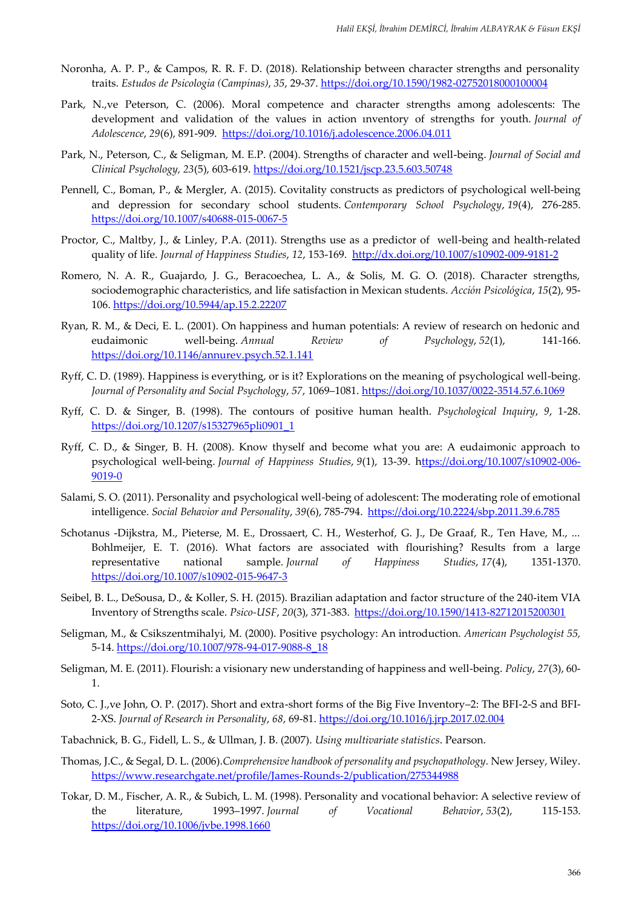Noronha, A. P. P., & Campos, R. R. F. D. (2018). Relationship between character strengths and personality traits. *Estudos de Psicologia (Campinas)*, *35*, 29-37. https://doi.org/10.1590/1982-02752018000100004

Park, N.,ve Peterson, C. (2006). Moral competence and character strengths among adolescents: The development and validation of the values in action ınventory of strengths for youth. *Journal of Adolescence*, *29*(6), 891-909. https://doi.org/10.1016/j.adolescence.2006.04.011

Park, N., Peterson, C., & Seligman, M. E.P. (2004). Strengths of character and well-being. *Journal of Social and Clinical Psychology, 23*(5), 603-619. https://doi.org/10.1521/jscp.23.5.603.50748

Pennell, C., Boman, P., & Mergler, A. (2015). Covitality constructs as predictors of psychological well-being and depression for secondary school students. *Contemporary School Psychology*, *19*(4), 276-285. https://doi.org/10.1007/s40688-015-0067-5

Proctor, C., Maltby, J., & Linley, P.A. (2011). Strengths use as a predictor of well-being and health-related quality of life. *Journal of Happiness Studies*, *12*, 153-169. http://dx.doi.org/10.1007/s10902-009-9181-2

Romero, N. A. R., Guajardo, J. G., Beracoechea, L. A., & Solis, M. G. O. (2018). Character strengths, sociodemographic characteristics, and life satisfaction in Mexican students. *Acción Psicológica*, *15*(2), 95-106. https://doi.org/10.5944/ap.15.2.22207

Ryan, R. M., & Deci, E. L. (2001). On happiness and human potentials: A review of research on hedonic and eudaimonic well-being. *Annual Review of Psychology*, *52*(1), 141-166. https://doi.org/10.1146/annurev.psych.52.1.141

Ryff, C. D. (1989). Happiness is everything, or is it? Explorations on the meaning of psychological well-being. *Journal of Personality and Social Psychology*, *57*, 1069–1081. https://doi.org/10.1037/0022-3514.57.6.1069

Ryff, C. D. & Singer, B. (1998). The contours of positive human health. *Psychological Inquiry*, *9*, 1-28. https://doi.org/10.1207/s15327965pli0901_1

Ryff, C. D., & Singer, B. H. (2008). Know thyself and become what you are: A eudaimonic approach to psychological well-being. *Journal of Happiness Studies*, *9*(1), 13-39. https://doi.org/10.1007/s10902-006-9019-0

Salami, S. O. (2011). Personality and psychological well-being of adolescent: The moderating role of emotional intelligence. *Social Behavior and Personality*, *39*(6), 785-794. https://doi.org/10.2224/sbp.2011.39.6.785

Schotanus -Dijkstra, M., Pieterse, M. E., Drossaert, C. H., Westerhof, G. J., De Graaf, R., Ten Have, M., ... Bohlmeijer, E. T. (2016). What factors are associated with flourishing? Results from a large representative national sample. *Journal of Happiness Studies*, *17*(4), 1351-1370. https://doi.org/10.1007/s10902-015-9647-3

Seibel, B. L., DeSousa, D., & Koller, S. H. (2015). Brazilian adaptation and factor structure of the 240-item VIA Inventory of Strengths scale. *Psico-USF*, *20*(3), 371-383. https://doi.org/10.1590/1413-82712015200301

Seligman, M., & Csikszentmihalyi, M. (2000). Positive psychology: An introduction. *American Psychologist 55,* 5-14. https://doi.org/10.1007/978-94-017-9088-8_18

Seligman, M. E. (2011). Flourish: a visionary new understanding of happiness and well-being. *Policy*, *27*(3), 60-1.

Soto, C. J.,ve John, O. P. (2017). Short and extra-short forms of the Big Five Inventory–2: The BFI-2-S and BFI-2-XS. *Journal of Research in Personality*, *68*, 69-81. https://doi.org/10.1016/j.jrp.2017.02.004

Tabachnick, B. G., Fidell, L. S., & Ullman, J. B. (2007). *Using multivariate statistics*. Pearson.

Thomas, J.C., & Segal, D. L. (2006).*Comprehensive handbook of personality and psychopathology.* New Jersey, Wiley. https://www.researchgate.net/profile/James-Rounds-2/publication/275344988

Tokar, D. M., Fischer, A. R., & Subich, L. M. (1998). Personality and vocational behavior: A selective review of the literature, 1993–1997. *Journal of Vocational Behavior*, *53*(2), 115-153. https://doi.org/10.1006/jvbe.1998.1660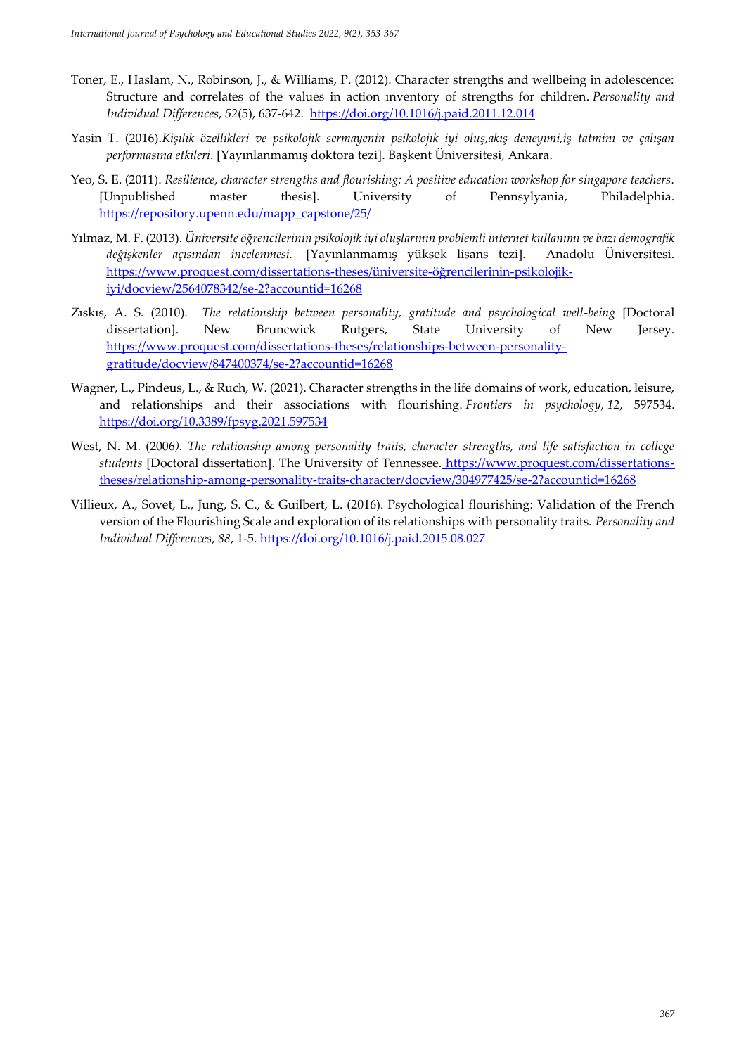Toner, E., Haslam, N., Robinson, J., & Williams, P. (2012). Character strengths and wellbeing in adolescence: Structure and correlates of the values in action ınventory of strengths for children. *Personality and Individual Differences*, *52*(5), 637-642. https://doi.org/10.1016/j.paid.2011.12.014

Yasin T. (2016).*Kişilik özellikleri ve psikolojik sermayenin psikolojik iyi oluş,akış deneyimi,iş tatmini ve çalışan performasına etkileri*. [Yayınlanmamış doktora tezi]. Başkent Üniversitesi, Ankara.

Yeo, S. E. (2011). *Resilience, character strengths and flourishing: A positive education workshop for singapore teachers.* [Unpublished master thesis]. University of Pennsylyania, Philadelphia. https://repository.upenn.edu/mapp_capstone/25/

Yılmaz, M. F. (2013). *Üniversite öğrencilerinin psikolojik iyi oluşlarının problemli internet kullanımı ve bazı demografik değişkenler açısından incelenmesi.* [Yayınlanmamış yüksek lisans tezi]. Anadolu Üniversitesi. https://www.proquest.com/dissertations-theses/üniversite-öğrencilerinin-psikolojik-iyi/docview/2564078342/se-2?accountid=16268

Zıskıs, A. S. (2010). *The relationship between personality, gratitude and psychological well-being* [Doctoral dissertation]. New Bruncwick Rutgers, State University of New Jersey. https://www.proquest.com/dissertations-theses/relationships-between-personality-gratitude/docview/847400374/se-2?accountid=16268

Wagner, L., Pindeus, L., & Ruch, W. (2021). Character strengths in the life domains of work, education, leisure, and relationships and their associations with flourishing. *Frontiers in psychology*, *12*, 597534. https://doi.org/10.3389/fpsyg.2021.597534

West, N. M. (2006*). The relationship among personality traits, character strengths, and life satisfaction in college students* [Doctoral dissertation]. The University of Tennessee. https://www.proquest.com/dissertations-theses/relationship-among-personality-traits-character/docview/304977425/se-2?accountid=16268

Villieux, A., Sovet, L., Jung, S. C., & Guilbert, L. (2016). Psychological flourishing: Validation of the French version of the Flourishing Scale and exploration of its relationships with personality traits. *Personality and Individual Differences*, *88*, 1-5. https://doi.org/10.1016/j.paid.2015.08.027